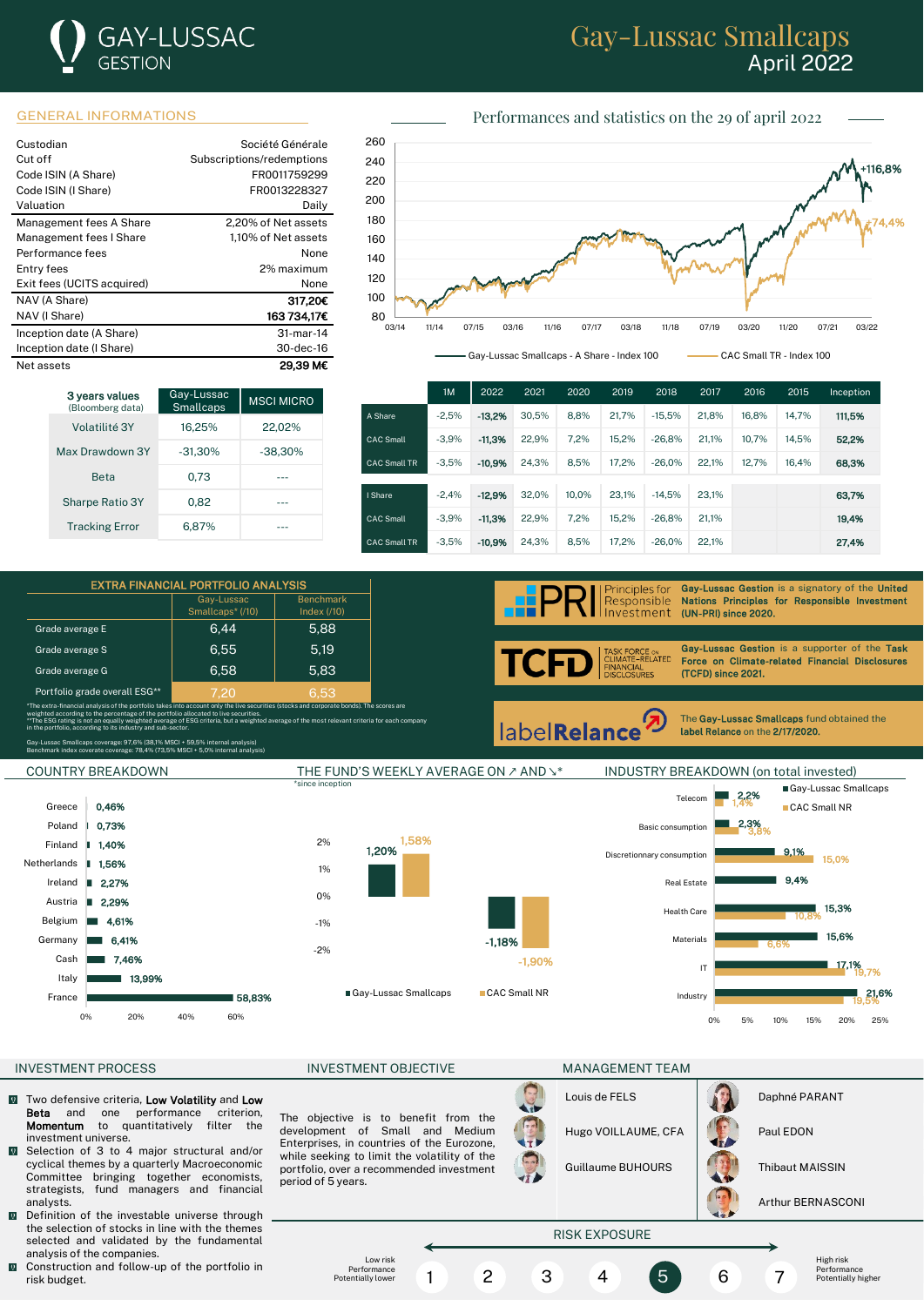# GAY-LUSSAC GESTION

# Gay-Lussac Smallcaps
## April 2022

## GENERAL INFORMATIONS

| | |
|---|---|
| Custodian | Société Générale |
| Cut off | Subscriptions/redemptions |
| Code ISIN (A Share) | FR0011759299 |
| Code ISIN (I Share) | FR0013228327 |
| Valuation | Daily |
| Management fees A Share | 2,20% of Net assets |
| Management fees I Share | 1,10% of Net assets |
| Performance fees | None |
| Entry fees | 2% maximum |
| Exit fees (UCITS acquired) | None |
| NAV (A Share) | **317,20€** |
| NAV (I Share) | **163 734,17€** |
| Inception date (A Share) | 31-mar-14 |
| Inception date (I Share) | 30-dec-16 |
| Net assets | **29,39 M€** |

## Performances and statistics on the 29 of april 2022

Gay-Lussac Smallcaps - A Share - Index 100: +116,8%
CAC Small TR - Index 100: +74,4%

| 3 years values (Bloomberg data) | Gay-Lussac Smallcaps | MSCI MICRO |
|---|---|---|
| Volatilité 3Y | 16,25% | 22,02% |
| Max Drawdown 3Y | -31,30% | -38,30% |
| Beta | 0,73 | --- |
| Sharpe Ratio 3Y | 0,82 | --- |
| Tracking Error | 6,87% | --- |

| | 1M | 2022 | 2021 | 2020 | 2019 | 2018 | 2017 | 2016 | 2015 | Inception |
|---|---|---|---|---|---|---|---|---|---|---|
| A Share | -2,5% | **-13,2%** | 30,5% | 8,8% | 21,7% | -15,5% | 21,8% | 16,8% | 14,7% | **111,5%** |
| CAC Small | -3,9% | **-11,3%** | 22,9% | 7,2% | 15,2% | -26,8% | 21,1% | 10,7% | 14,5% | **52,2%** |
| CAC Small TR | -3,5% | **-10,9%** | 24,3% | 8,5% | 17,2% | -26,0% | 22,1% | 12,7% | 16,4% | **68,3%** |
| I Share | -2,4% | **-12,9%** | 32,0% | 10,0% | 23,1% | -14,5% | 23,1% | | | **63,7%** |
| CAC Small | -3,9% | **-11,3%** | 22,9% | 7,2% | 15,2% | -26,8% | 21,1% | | | **19,4%** |
| CAC Small TR | -3,5% | **-10,9%** | 24,3% | 8,5% | 17,2% | -26,0% | 22,1% | | | **27,4%** |

## EXTRA FINANCIAL PORTFOLIO ANALYSIS

| | Gay-Lussac Smallcaps* (/10) | Benchmark Index (/10) |
|---|---|---|
| Grade average E | 6,44 | 5,88 |
| Grade average S | 6,55 | 5,19 |
| Grade average G | 6,58 | 5,83 |
| Portfolio grade overall ESG** | 7,20 | 6,53 |

*The extra-financial analysis of the portfolio takes into account only the live securities (stocks and corporate bonds). The scores are weighted according to the percentage of the portfolio allocated to live securities.
**The ESG rating is not an equally weighted average of ESG criteria, but a weighted average of the most relevant criteria for each company in the portfolio, according to its industry and sub-sector.

Gay-Lussac Smallcaps coverage: 97,6% (38,1% MSCI + 59,5% internal analysis)
Benchmark index coverate coverage: 78,4% (73,5% MSCI + 5,0% internal analysis)

**PRI** – Principles for Responsible Investment: **Gay-Lussac Gestion** is a signatory of the **United Nations Principles for Responsible Investment (UN-PRI) since 2020.**

**TCFD** – Task Force on Climate-related Financial Disclosures: **Gay-Lussac Gestion** is a supporter of the **Task Force on Climate-related Financial Disclosures (TCFD) since 2021.**

**labelRelance**: The **Gay-Lussac Smallcaps** fund obtained the **label Relance** on the 2/17/2020.

## COUNTRY BREAKDOWN

| Country | Weight |
|---|---|
| Greece | 0,46% |
| Poland | 0,73% |
| Finland | 1,40% |
| Netherlands | 1,56% |
| Ireland | 2,27% |
| Austria | 2,29% |
| Belgium | 4,61% |
| Germany | 6,41% |
| Cash | 7,46% |
| Italy | 13,99% |
| France | 58,83% |

## THE FUND'S WEEKLY AVERAGE ON ↗ AND ↘*

*since inception

| | Gay-Lussac Smallcaps | CAC Small NR |
|---|---|---|
| ↗ | 1,20% | 1,58% |
| ↘ | -1,18% | -1,90% |

## INDUSTRY BREAKDOWN (on total invested)

| | Gay-Lussac Smallcaps | CAC Small NR |
|---|---|---|
| Telecom | 2,2% | 1,4% |
| Basic consumption | 2,3% | 3,8% |
| Discretionnary consumption | 9,1% | 15,0% |
| Real Estate | 9,4% | |
| Health Care | 15,3% | 10,8% |
| Materials | 15,6% | 6,6% |
| IT | 17,1% | 19,7% |
| Industry | 21,6% | 19,5% |

## INVESTMENT PROCESS

- Two defensive criteria, **Low Volatility** and **Low Beta** and one performance criterion, **Momentum** to quantitatively filter the investment universe.
- Selection of 3 to 4 major structural and/or cyclical themes by a quarterly Macroeconomic Committee bringing together economists, strategists, fund managers and financial analysts.
- Definition of the investable universe through the selection of stocks in line with the themes selected and validated by the fundamental analysis of the companies.
- Construction and follow-up of the portfolio in risk budget.

## INVESTMENT OBJECTIVE

The objective is to benefit from the development of Small and Medium Enterprises, in countries of the Eurozone, while seeking to limit the volatility of the portfolio, over a recommended investment period of 5 years.

## MANAGEMENT TEAM

- Louis de FELS
- Hugo VOILLAUME, CFA
- Guillaume BUHOURS
- Daphné PARANT
- Paul EDON
- Thibaut MAISSIN
- Arthur BERNASCONI

## RISK EXPOSURE

Low risk – Performance Potentially lower | 1 | 2 | 3 | 4 | **5** | 6 | 7 | High risk – Performance Potentially higher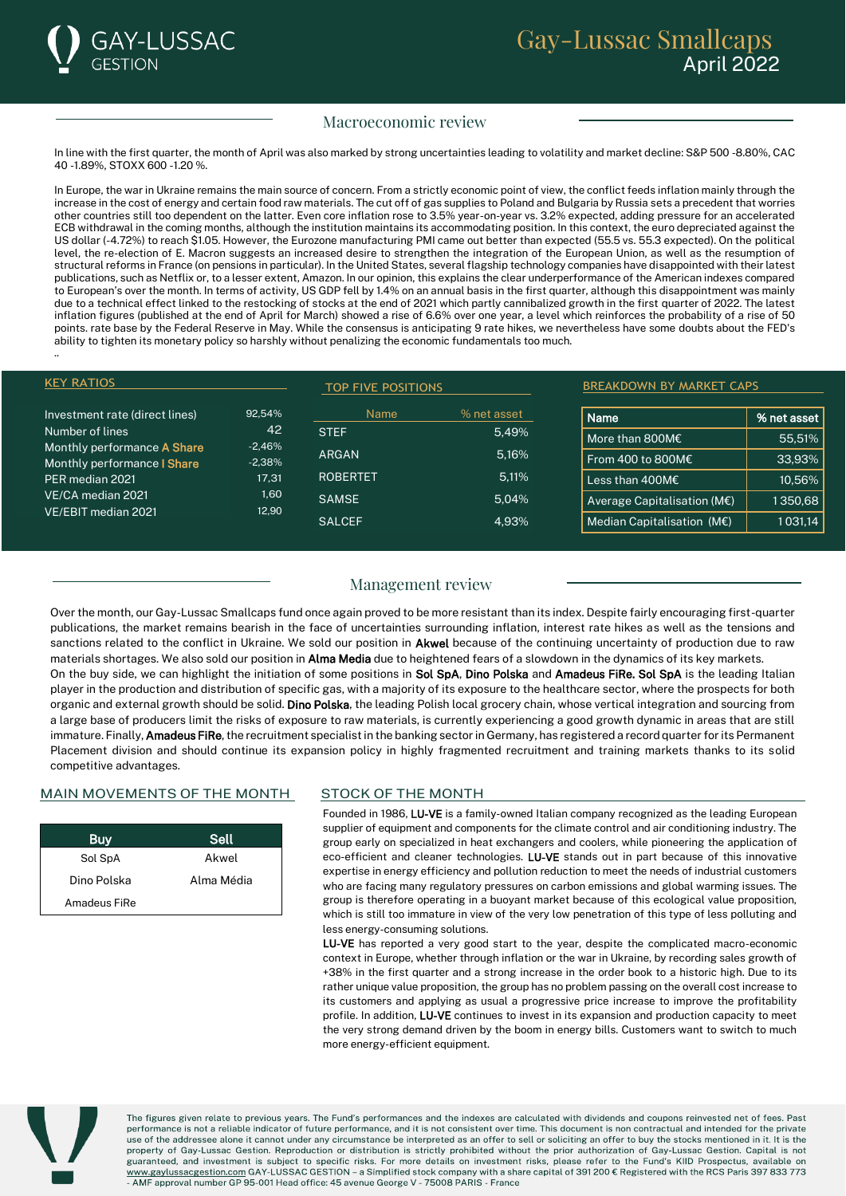# Gay-Lussac Smallcaps
April 2022

## Macroeconomic review

In line with the first quarter, the month of April was also marked by strong uncertainties leading to volatility and market decline: S&P 500 -8.80%, CAC 40 -1.89%, STOXX 600 -1.20 %.

In Europe, the war in Ukraine remains the main source of concern. From a strictly economic point of view, the conflict feeds inflation mainly through the increase in the cost of energy and certain food raw materials. The cut off of gas supplies to Poland and Bulgaria by Russia sets a precedent that worries other countries still too dependent on the latter. Even core inflation rose to 3.5% year-on-year vs. 3.2% expected, adding pressure for an accelerated ECB withdrawal in the coming months, although the institution maintains its accommodating position. In this context, the euro depreciated against the US dollar (-4.72%) to reach $1.05. However, the Eurozone manufacturing PMI came out better than expected (55.5 vs. 55.3 expected). On the political level, the re-election of E. Macron suggests an increased desire to strengthen the integration of the European Union, as well as the resumption of structural reforms in France (on pensions in particular). In the United States, several flagship technology companies have disappointed with their latest publications, such as Netflix or, to a lesser extent, Amazon. In our opinion, this explains the clear underperformance of the American indexes compared to European's over the month. In terms of activity, US GDP fell by 1.4% on an annual basis in the first quarter, although this disappointment was mainly due to a technical effect linked to the restocking of stocks at the end of 2021 which partly cannibalized growth in the first quarter of 2022. The latest inflation figures (published at the end of April for March) showed a rise of 6.6% over one year, a level which reinforces the probability of a rise of 50 points. rate base by the Federal Reserve in May. While the consensus is anticipating 9 rate hikes, we nevertheless have some doubts about the FED's ability to tighten its monetary policy so harshly without penalizing the economic fundamentals too much.

..

### KEY RATIOS

| | |
|---|---|
| Investment rate (direct lines) | 92,54% |
| Number of lines | 42 |
| Monthly performance A Share | -2,46% |
| Monthly performance I Share | -2,38% |
| PER median 2021 | 17,31 |
| VE/CA median 2021 | 1,60 |
| VE/EBIT median 2021 | 12,90 |

### TOP FIVE POSITIONS

| Name | % net asset |
|---|---|
| STEF | 5,49% |
| ARGAN | 5,16% |
| ROBERTET | 5,11% |
| SAMSE | 5,04% |
| SALCEF | 4,93% |

### BREAKDOWN BY MARKET CAPS

| Name | % net asset |
|---|---|
| More than 800M€ | 55,51% |
| From 400 to 800M€ | 33,93% |
| Less than 400M€ | 10,56% |
| Average Capitalisation (M€) | 1 350,68 |
| Median Capitalisation (M€) | 1 031,14 |

## Management review

Over the month, our Gay-Lussac Smallcaps fund once again proved to be more resistant than its index. Despite fairly encouraging first-quarter publications, the market remains bearish in the face of uncertainties surrounding inflation, interest rate hikes as well as the tensions and sanctions related to the conflict in Ukraine. We sold our position in **Akwel** because of the continuing uncertainty of production due to raw materials shortages. We also sold our position in **Alma Media** due to heightened fears of a slowdown in the dynamics of its key markets.

On the buy side, we can highlight the initiation of some positions in **Sol SpA**, **Dino Polska** and **Amadeus FiRe. Sol SpA** is the leading Italian player in the production and distribution of specific gas, with a majority of its exposure to the healthcare sector, where the prospects for both organic and external growth should be solid. **Dino Polska**, the leading Polish local grocery chain, whose vertical integration and sourcing from a large base of producers limit the risks of exposure to raw materials, is currently experiencing a good growth dynamic in areas that are still immature. Finally, **Amadeus FiRe**, the recruitment specialist in the banking sector in Germany, has registered a record quarter for its Permanent Placement division and should continue its expansion policy in highly fragmented recruitment and training markets thanks to its solid competitive advantages.

### MAIN MOVEMENTS OF THE MONTH

| Buy | Sell |
|---|---|
| Sol SpA | Akwel |
| Dino Polska | Alma Média |
| Amadeus FiRe | |

### STOCK OF THE MONTH

Founded in 1986, **LU-VE** is a family-owned Italian company recognized as the leading European supplier of equipment and components for the climate control and air conditioning industry. The group early on specialized in heat exchangers and coolers, while pioneering the application of eco-efficient and cleaner technologies. **LU-VE** stands out in part because of this innovative expertise in energy efficiency and pollution reduction to meet the needs of industrial customers who are facing many regulatory pressures on carbon emissions and global warming issues. The group is therefore operating in a buoyant market because of this ecological value proposition, which is still too immature in view of the very low penetration of this type of less polluting and less energy-consuming solutions.

**LU-VE** has reported a very good start to the year, despite the complicated macro-economic context in Europe, whether through inflation or the war in Ukraine, by recording sales growth of +38% in the first quarter and a strong increase in the order book to a historic high. Due to its rather unique value proposition, the group has no problem passing on the overall cost increase to its customers and applying as usual a progressive price increase to improve the profitability profile. In addition, **LU-VE** continues to invest in its expansion and production capacity to meet the very strong demand driven by the boom in energy bills. Customers want to switch to much more energy-efficient equipment.

The figures given relate to previous years. The Fund's performances and the indexes are calculated with dividends and coupons reinvested net of fees. Past performance is not a reliable indicator of future performance, and it is not consistent over time. This document is non contractual and intended for the private use of the addressee alone it cannot under any circumstance be interpreted as an offer to sell or soliciting an offer to buy the stocks mentioned in it. It is the property of Gay-Lussac Gestion. Reproduction or distribution is strictly prohibited without the prior authorization of Gay-Lussac Gestion. Capital is not guaranteed, and investment is subject to specific risks. For more details on investment risks, please refer to the Fund's KIID Prospectus, available on www.gaylussacgestion.com GAY-LUSSAC GESTION – a Simplified stock company with a share capital of 391 200 € Registered with the RCS Paris 397 833 773 - AMF approval number GP 95-001 Head office: 45 avenue George V - 75008 PARIS - France